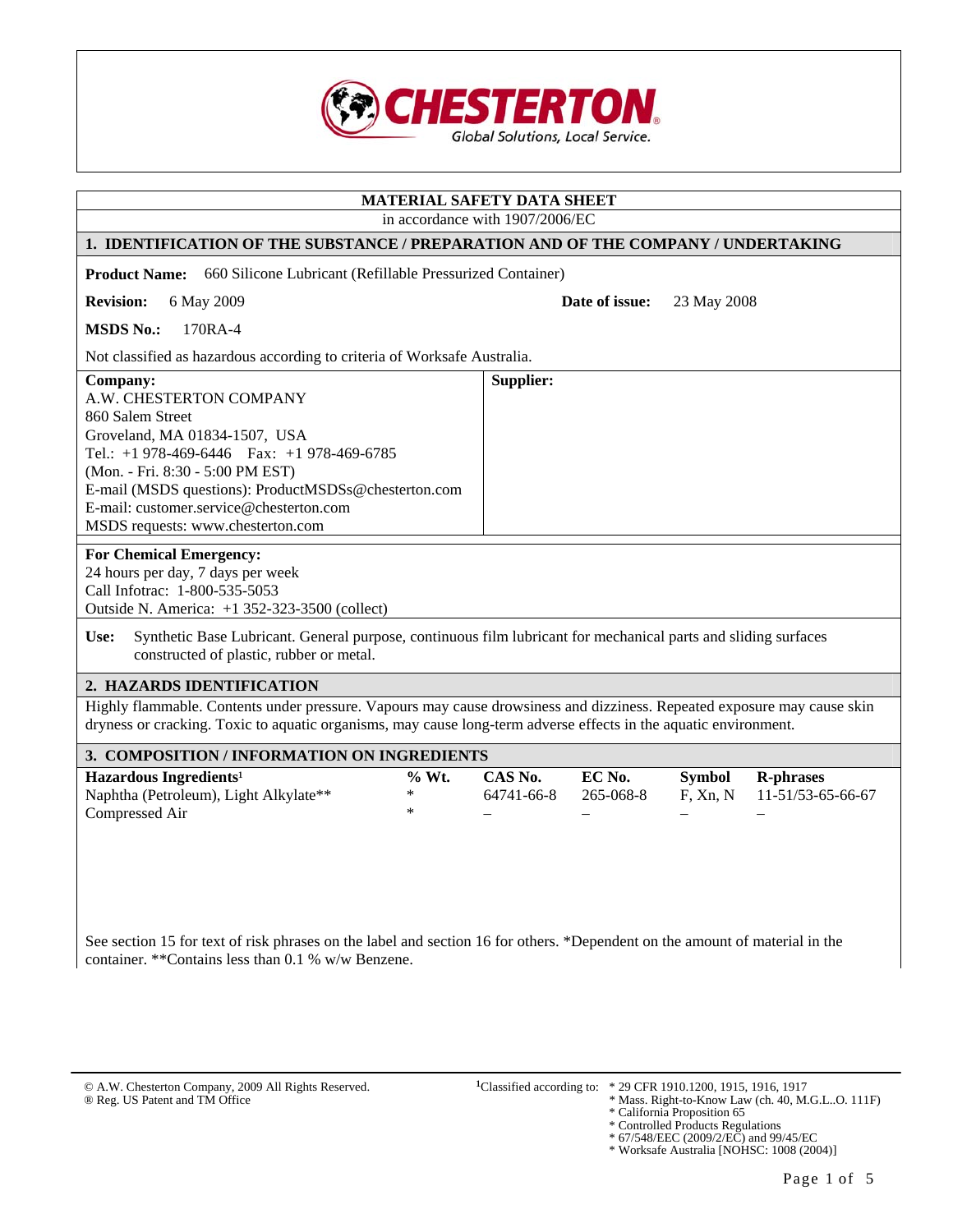CHESTERTON
Global Solutions, Local Service.

# MATERIAL SAFETY DATA SHEET

in accordance with 1907/2006/EC

## 1. IDENTIFICATION OF THE SUBSTANCE / PREPARATION AND OF THE COMPANY / UNDERTAKING

**Product Name:** 660 Silicone Lubricant (Refillable Pressurized Container)

**Revision:** 6 May 2009 **Date of issue:** 23 May 2008

**MSDS No.:** 170RA-4

Not classified as hazardous according to criteria of Worksafe Australia.

**Company:**
A.W. CHESTERTON COMPANY
860 Salem Street
Groveland, MA 01834-1507, USA
Tel.: +1 978-469-6446 Fax: +1 978-469-6785
(Mon. - Fri. 8:30 - 5:00 PM EST)
E-mail (MSDS questions): ProductMSDSs@chesterton.com
E-mail: customer.service@chesterton.com
MSDS requests: www.chesterton.com

**Supplier:**

**For Chemical Emergency:**
24 hours per day, 7 days per week
Call Infotrac: 1-800-535-5053
Outside N. America: +1 352-323-3500 (collect)

**Use:** Synthetic Base Lubricant. General purpose, continuous film lubricant for mechanical parts and sliding surfaces constructed of plastic, rubber or metal.

## 2. HAZARDS IDENTIFICATION

Highly flammable. Contents under pressure. Vapours may cause drowsiness and dizziness. Repeated exposure may cause skin dryness or cracking. Toxic to aquatic organisms, may cause long-term adverse effects in the aquatic environment.

## 3. COMPOSITION / INFORMATION ON INGREDIENTS

| Hazardous Ingredients[1] | % Wt. | CAS No. | EC No. | Symbol | R-phrases |
|---|---|---|---|---|---|
| Naphtha (Petroleum), Light Alkylate** | * | 64741-66-8 | 265-068-8 | F, Xn, N | 11-51/53-65-66-67 |
| Compressed Air | * | – | – | – | – |

See section 15 for text of risk phrases on the label and section 16 for others. *Dependent on the amount of material in the container. **Contains less than 0.1 % w/w Benzene.

© A.W. Chesterton Company, 2009 All Rights Reserved.
® Reg. US Patent and TM Office

[1]Classified according to:
* 29 CFR 1910.1200, 1915, 1916, 1917
* Mass. Right-to-Know Law (ch. 40, M.G.L..O. 111F)
* California Proposition 65
* Controlled Products Regulations
* 67/548/EEC (2009/2/EC) and 99/45/EC
* Worksafe Australia [NOHSC: 1008 (2004)]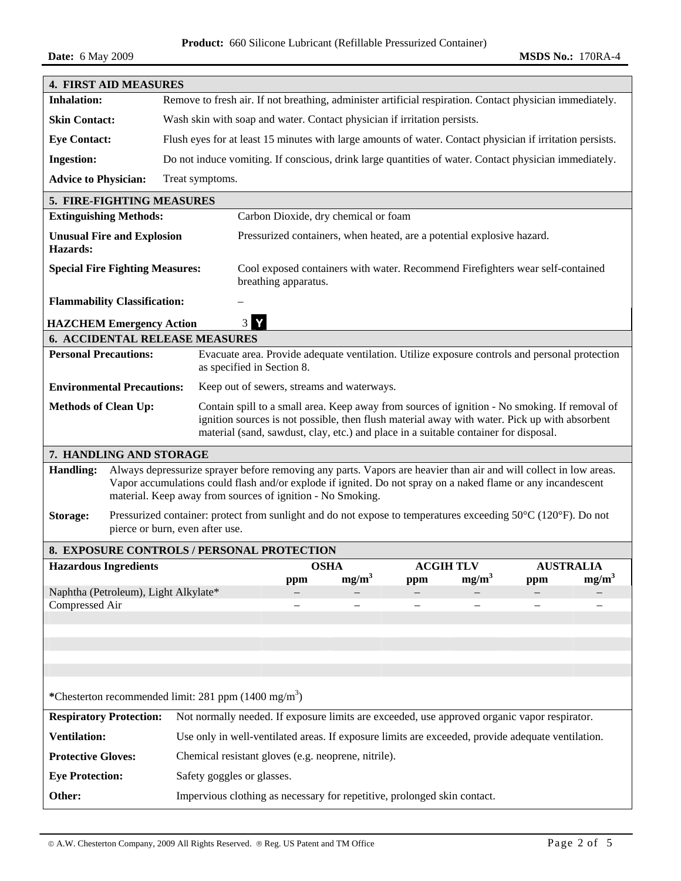## 4. FIRST AID MEASURES

**Inhalation:** Remove to fresh air. If not breathing, administer artificial respiration. Contact physician immediately.

**Skin Contact:** Wash skin with soap and water. Contact physician if irritation persists.

**Eye Contact:** Flush eyes for at least 15 minutes with large amounts of water. Contact physician if irritation persists.

**Ingestion:** Do not induce vomiting. If conscious, drink large quantities of water. Contact physician immediately.

**Advice to Physician:** Treat symptoms.

## 5. FIRE-FIGHTING MEASURES

**Extinguishing Methods:** Carbon Dioxide, dry chemical or foam

**Unusual Fire and Explosion Hazards:** Pressurized containers, when heated, are a potential explosive hazard.

**Special Fire Fighting Measures:** Cool exposed containers with water. Recommend Firefighters wear self-contained breathing apparatus.

**Flammability Classification:** –

**HAZCHEM Emergency Action** 3 Y

## 6. ACCIDENTAL RELEASE MEASURES

**Personal Precautions:** Evacuate area. Provide adequate ventilation. Utilize exposure controls and personal protection as specified in Section 8.

**Environmental Precautions:** Keep out of sewers, streams and waterways.

**Methods of Clean Up:** Contain spill to a small area. Keep away from sources of ignition - No smoking. If removal of ignition sources is not possible, then flush material away with water. Pick up with absorbent material (sand, sawdust, clay, etc.) and place in a suitable container for disposal.

## 7. HANDLING AND STORAGE

**Handling:** Always depressurize sprayer before removing any parts. Vapors are heavier than air and will collect in low areas. Vapor accumulations could flash and/or explode if ignited. Do not spray on a naked flame or any incandescent material. Keep away from sources of ignition - No Smoking.

**Storage:** Pressurized container: protect from sunlight and do not expose to temperatures exceeding 50°C (120°F). Do not pierce or burn, even after use.

## 8. EXPOSURE CONTROLS / PERSONAL PROTECTION

| Hazardous Ingredients | OSHA | | ACGIH TLV | | AUSTRALIA | |
|---|---|---|---|---|---|---|
| | ppm | $mg/m^3$ | ppm | $mg/m^3$ | ppm | $mg/m^3$ |
| Naphtha (Petroleum), Light Alkylate* | – | – | – | – | – | – |
| Compressed Air | – | – | – | – | – | – |

***Chesterton recommended limit: 281 ppm (1400 $mg/m^3$)**

**Respiratory Protection:** Not normally needed. If exposure limits are exceeded, use approved organic vapor respirator.

**Ventilation:** Use only in well-ventilated areas. If exposure limits are exceeded, provide adequate ventilation.

**Protective Gloves:** Chemical resistant gloves (e.g. neoprene, nitrile).

**Eye Protection:** Safety goggles or glasses.

**Other:** Impervious clothing as necessary for repetitive, prolonged skin contact.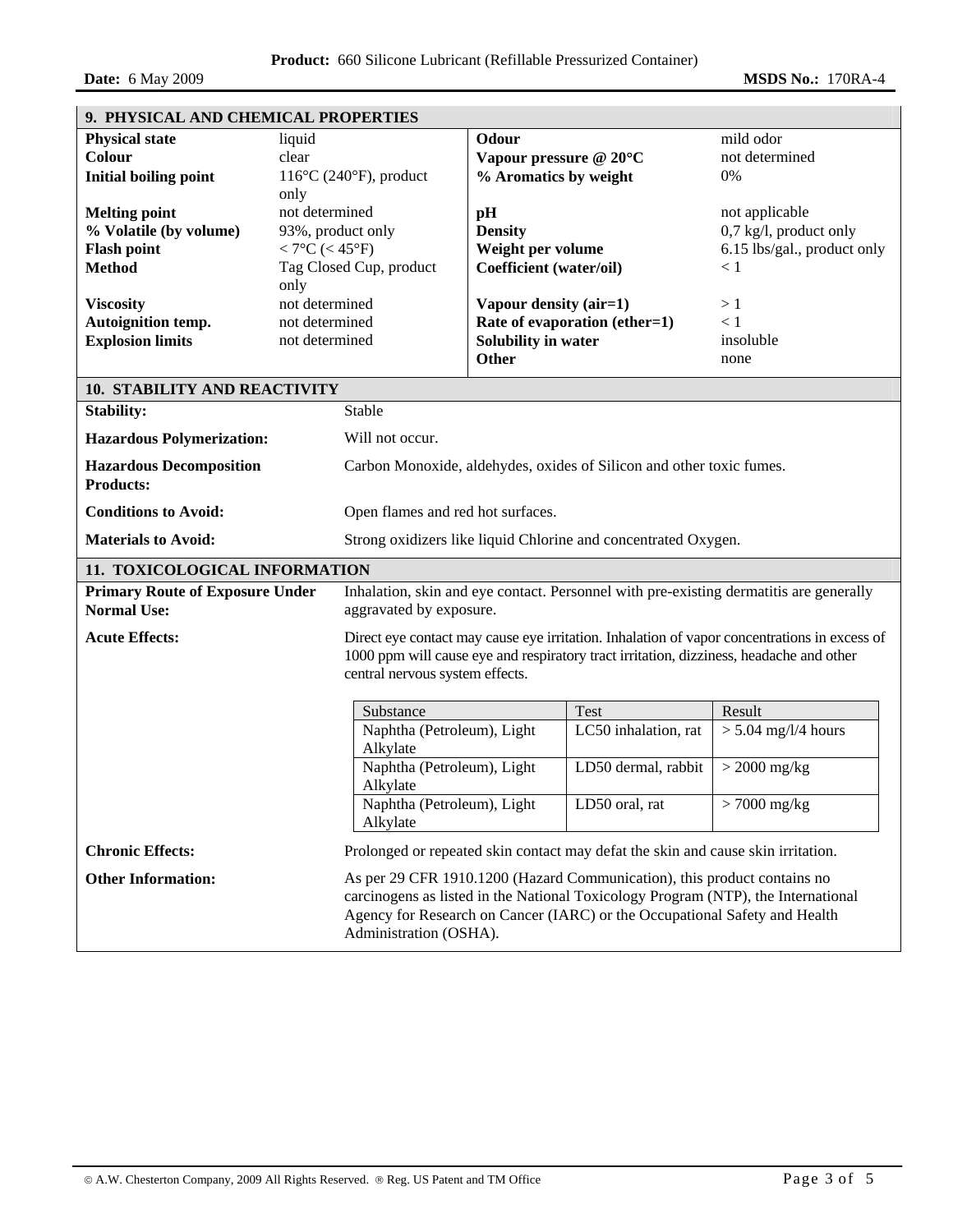## 9. PHYSICAL AND CHEMICAL PROPERTIES

| | | | |
|---|---|---|---|
| **Physical state** | liquid | **Odour** | mild odor |
| **Colour** | clear | **Vapour pressure @ 20°C** | not determined |
| **Initial boiling point** | 116°C (240°F), product only | **% Aromatics by weight** | 0% |
| **Melting point** | not determined | **pH** | not applicable |
| **% Volatile (by volume)** | 93%, product only | **Density** | 0,7 kg/l, product only |
| **Flash point** | < 7°C (< 45°F) | **Weight per volume** | 6.15 lbs/gal., product only |
| **Method** | Tag Closed Cup, product only | **Coefficient (water/oil)** | < 1 |
| **Viscosity** | not determined | **Vapour density (air=1)** | > 1 |
| **Autoignition temp.** | not determined | **Rate of evaporation (ether=1)** | < 1 |
| **Explosion limits** | not determined | **Solubility in water** | insoluble |
| | | **Other** | none |

## 10. STABILITY AND REACTIVITY

**Stability:** Stable

**Hazardous Polymerization:** Will not occur.

**Hazardous Decomposition Products:** Carbon Monoxide, aldehydes, oxides of Silicon and other toxic fumes.

**Conditions to Avoid:** Open flames and red hot surfaces.

**Materials to Avoid:** Strong oxidizers like liquid Chlorine and concentrated Oxygen.

## 11. TOXICOLOGICAL INFORMATION

**Primary Route of Exposure Under Normal Use:** Inhalation, skin and eye contact. Personnel with pre-existing dermatitis are generally aggravated by exposure.

**Acute Effects:** Direct eye contact may cause eye irritation. Inhalation of vapor concentrations in excess of 1000 ppm will cause eye and respiratory tract irritation, dizziness, headache and other central nervous system effects.

| Substance | Test | Result |
|---|---|---|
| Naphtha (Petroleum), Light Alkylate | LC50 inhalation, rat | > 5.04 mg/l/4 hours |
| Naphtha (Petroleum), Light Alkylate | LD50 dermal, rabbit | > 2000 mg/kg |
| Naphtha (Petroleum), Light Alkylate | LD50 oral, rat | > 7000 mg/kg |

**Chronic Effects:** Prolonged or repeated skin contact may defat the skin and cause skin irritation.

**Other Information:** As per 29 CFR 1910.1200 (Hazard Communication), this product contains no carcinogens as listed in the National Toxicology Program (NTP), the International Agency for Research on Cancer (IARC) or the Occupational Safety and Health Administration (OSHA).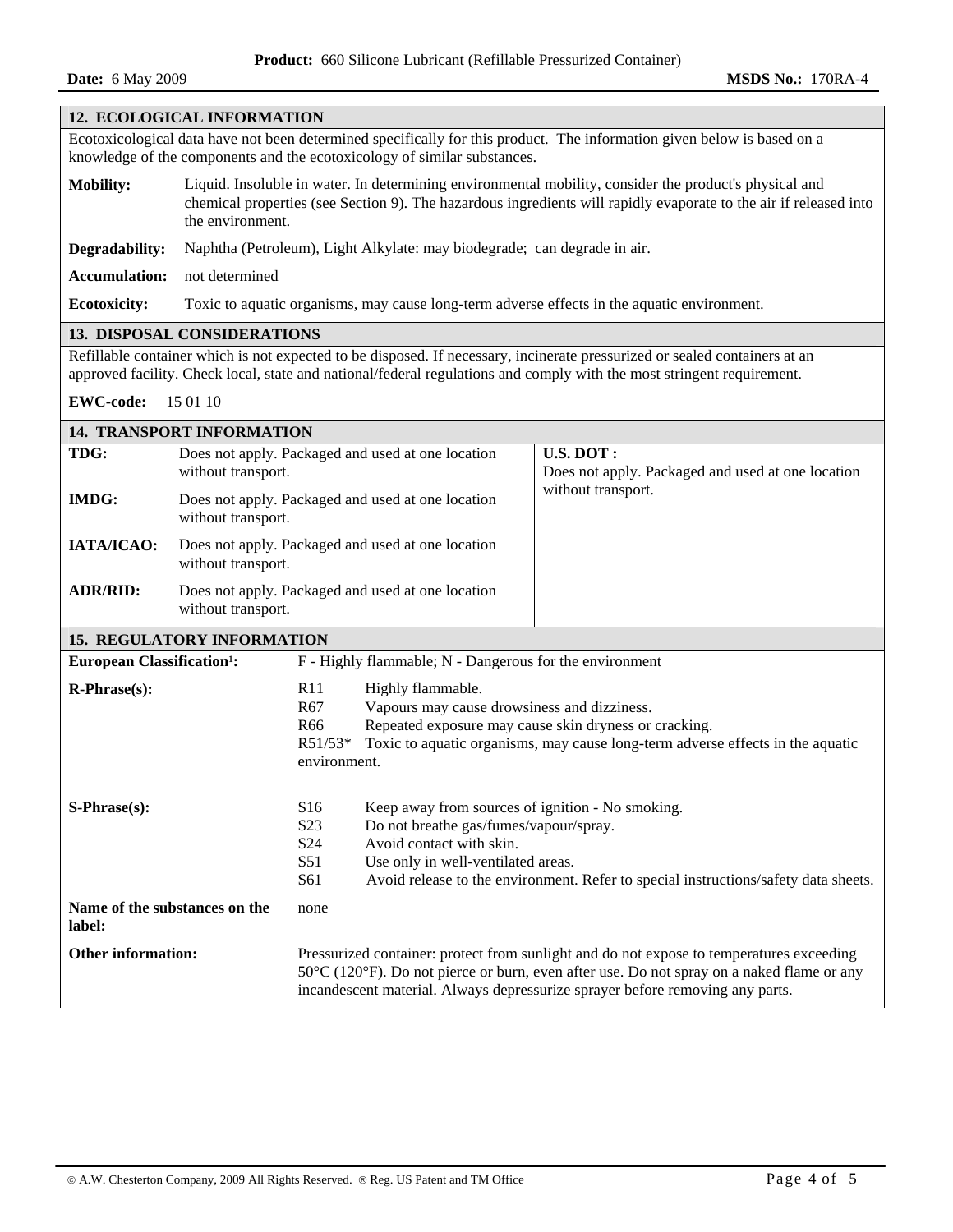## 12. ECOLOGICAL INFORMATION

Ecotoxicological data have not been determined specifically for this product. The information given below is based on a knowledge of the components and the ecotoxicology of similar substances.

**Mobility:** Liquid. Insoluble in water. In determining environmental mobility, consider the product's physical and chemical properties (see Section 9). The hazardous ingredients will rapidly evaporate to the air if released into the environment.

**Degradability:** Naphtha (Petroleum), Light Alkylate: may biodegrade; can degrade in air.

**Accumulation:** not determined

**Ecotoxicity:** Toxic to aquatic organisms, may cause long-term adverse effects in the aquatic environment.

## 13. DISPOSAL CONSIDERATIONS

Refillable container which is not expected to be disposed. If necessary, incinerate pressurized or sealed containers at an approved facility. Check local, state and national/federal regulations and comply with the most stringent requirement.

**EWC-code:** 15 01 10

## 14. TRANSPORT INFORMATION

**TDG:** Does not apply. Packaged and used at one location without transport.

**IMDG:** Does not apply. Packaged and used at one location without transport.

**IATA/ICAO:** Does not apply. Packaged and used at one location without transport.

**ADR/RID:** Does not apply. Packaged and used at one location without transport.

**U.S. DOT :** Does not apply. Packaged and used at one location without transport.

## 15. REGULATORY INFORMATION

**European Classification[1]:** F - Highly flammable; N - Dangerous for the environment

**R-Phrase(s):**

- R11 Highly flammable.
- R67 Vapours may cause drowsiness and dizziness.
- R66 Repeated exposure may cause skin dryness or cracking.
- R51/53* Toxic to aquatic organisms, may cause long-term adverse effects in the aquatic environment.

**S-Phrase(s):**

- S16 Keep away from sources of ignition - No smoking.
- S23 Do not breathe gas/fumes/vapour/spray.
- S24 Avoid contact with skin.
- S51 Use only in well-ventilated areas.
- S61 Avoid release to the environment. Refer to special instructions/safety data sheets.

**Name of the substances on the label:** none

**Other information:** Pressurized container: protect from sunlight and do not expose to temperatures exceeding 50°C (120°F). Do not pierce or burn, even after use. Do not spray on a naked flame or any incandescent material. Always depressurize sprayer before removing any parts.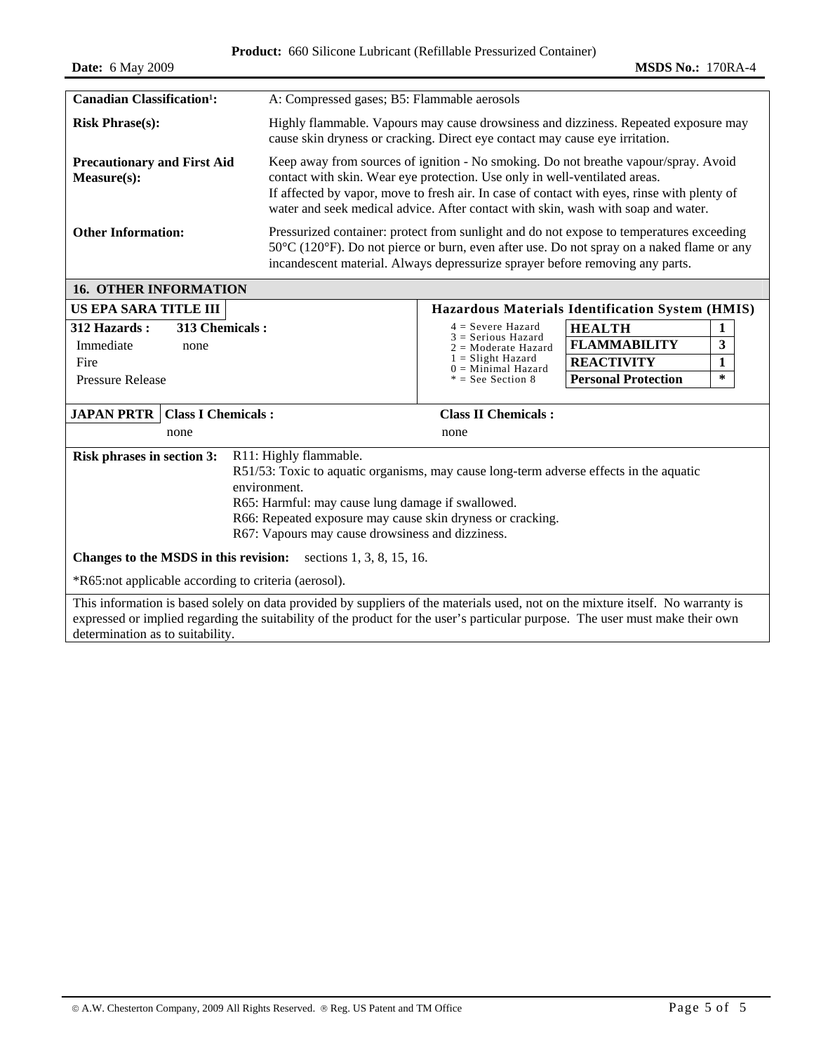| | |
|---|---|
| **Canadian Classification[1]:** | A: Compressed gases; B5: Flammable aerosols |
| **Risk Phrase(s):** | Highly flammable. Vapours may cause drowsiness and dizziness. Repeated exposure may cause skin dryness or cracking. Direct eye contact may cause eye irritation. |
| **Precautionary and First Aid Measure(s):** | Keep away from sources of ignition - No smoking. Do not breathe vapour/spray. Avoid contact with skin. Wear eye protection. Use only in well-ventilated areas. If affected by vapor, move to fresh air. In case of contact with eyes, rinse with plenty of water and seek medical advice. After contact with skin, wash with soap and water. |
| **Other Information:** | Pressurized container: protect from sunlight and do not expose to temperatures exceeding 50°C (120°F). Do not pierce or burn, even after use. Do not spray on a naked flame or any incandescent material. Always depressurize sprayer before removing any parts. |

## 16. OTHER INFORMATION

**US EPA SARA TITLE III**

| 312 Hazards : | 313 Chemicals : |
|---|---|
| Immediate | none |
| Fire | |
| Pressure Release | |

**Hazardous Materials Identification System (HMIS)**

4 = Severe Hazard
3 = Serious Hazard
2 = Moderate Hazard
1 = Slight Hazard
0 = Minimal Hazard
* = See Section 8

| | |
|---|---|
| **HEALTH** | **1** |
| **FLAMMABILITY** | **3** |
| **REACTIVITY** | **1** |
| **Personal Protection** | **\*** |

| JAPAN PRTR | Class I Chemicals : | Class II Chemicals : |
|---|---|---|
| | none | none |

**Risk phrases in section 3:**
R11: Highly flammable.
R51/53: Toxic to aquatic organisms, may cause long-term adverse effects in the aquatic environment.
R65: Harmful: may cause lung damage if swallowed.
R66: Repeated exposure may cause skin dryness or cracking.
R67: Vapours may cause drowsiness and dizziness.

**Changes to the MSDS in this revision:** sections 1, 3, 8, 15, 16.

*R65:not applicable according to criteria (aerosol).

This information is based solely on data provided by suppliers of the materials used, not on the mixture itself. No warranty is expressed or implied regarding the suitability of the product for the user's particular purpose. The user must make their own determination as to suitability.